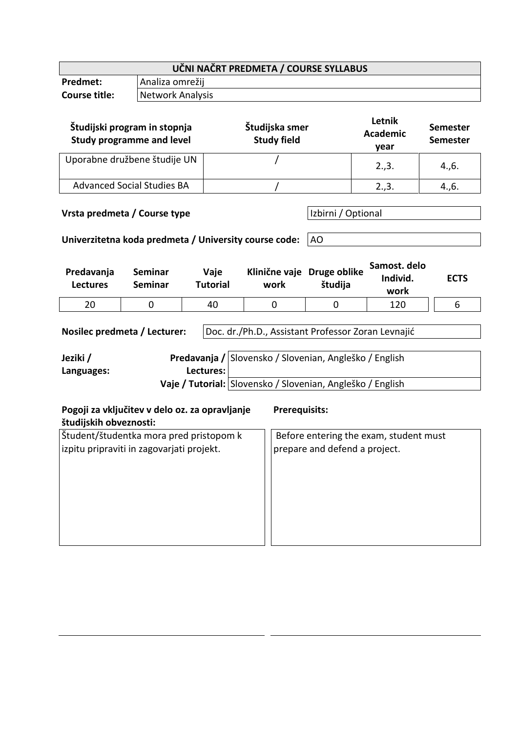| UČNI NAČRT PREDMETA / COURSE SYLLABUS | |
|---|---|
| **Predmet:** | Analiza omrežij |
| **Course title:** | Network Analysis |

| **Študijski program in stopnja Study programme and level** | **Študijska smer Study field** | **Letnik Academic year** | **Semester Semester** |
|---|---|---|---|
| Uporabne družbene študije UN | / | 2.,3. | 4.,6. |
| Advanced Social Studies BA | / | 2.,3. | 4.,6. |

| | |
|---|---|
| **Vrsta predmeta / Course type** | Izbirni / Optional |
| **Univerzitetna koda predmeta / University course code:** | AO |

| **Predavanja Lectures** | **Seminar Seminar** | **Vaje Tutorial** | **Klinične vaje work** | **Druge oblike študija** | **Samost. delo Individ. work** | **ECTS** |
|---|---|---|---|---|---|---|
| 20 | 0 | 40 | 0 | 0 | 120 | 6 |

| | |
|---|---|
| **Nosilec predmeta / Lecturer:** | Doc. dr./Ph.D., Assistant Professor Zoran Levnajić |

| **Jeziki / Languages:** | | |
|---|---|---|
| | **Predavanja / Lectures:** | Slovensko / Slovenian, Angleško / English |
| | **Vaje / Tutorial:** | Slovensko / Slovenian, Angleško / English |

| **Pogoji za vključitev v delo oz. za opravljanje študijskih obveznosti:** | **Prerequisits:** |
|---|---|
| Študent/študentka mora pred pristopom k izpitu pripraviti in zagovarjati projekt. | Before entering the exam, student must prepare and defend a project. |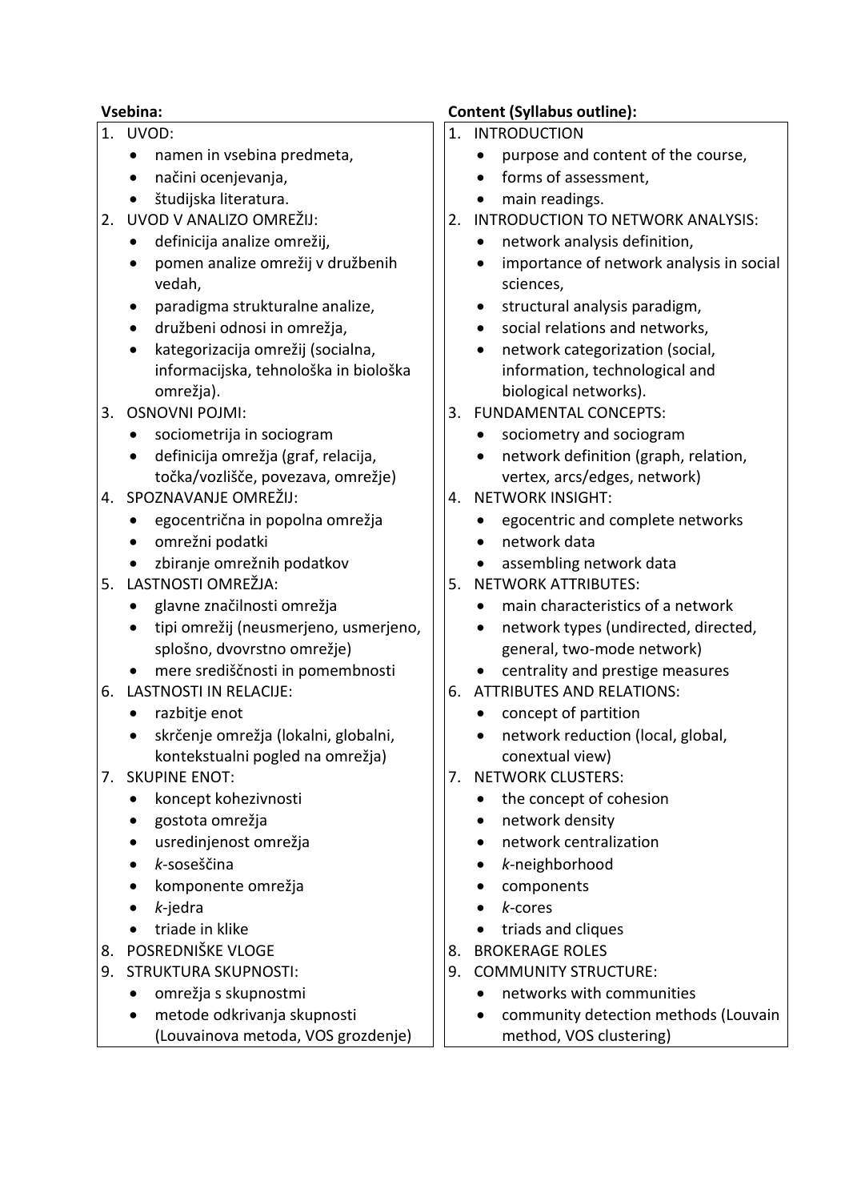| **Vsebina:** | **Content (Syllabus outline):** |
|---|---|
| 1. UVOD:<br>• namen in vsebina predmeta,<br>• načini ocenjevanja,<br>• študijska literatura.<br>2. UVOD V ANALIZO OMREŽIJ:<br>• definicija analize omrežij,<br>• pomen analize omrežij v družbenih vedah,<br>• paradigma strukturalne analize,<br>• družbeni odnosi in omrežja,<br>• kategorizacija omrežij (socialna, informacijska, tehnološka in biološka omrežja).<br>3. OSNOVNI POJMI:<br>• sociometrija in sociogram<br>• definicija omrežja (graf, relacija, točka/vozlišče, povezava, omrežje)<br>4. SPOZNAVANJE OMREŽIJ:<br>• egocentrična in popolna omrežja<br>• omrežni podatki<br>• zbiranje omrežnih podatkov<br>5. LASTNOSTI OMREŽJA:<br>• glavne značilnosti omrežja<br>• tipi omrežij (neusmerjeno, usmerjeno, splošno, dvovrstno omrežje)<br>• mere središčnosti in pomembnosti<br>6. LASTNOSTI IN RELACIJE:<br>• razbitje enot<br>• skrčenje omrežja (lokalni, globalni, kontekstualni pogled na omrežja)<br>7. SKUPINE ENOT:<br>• koncept kohezivnosti<br>• gostota omrežja<br>• usredinjenost omrežja<br>• *k*-soseščina<br>• komponente omrežja<br>• *k*-jedra<br>• triade in klike<br>8. POSREDNIŠKE VLOGE<br>9. STRUKTURA SKUPNOSTI:<br>• omrežja s skupnostmi<br>• metode odkrivanja skupnosti (Louvainova metoda, VOS grozdenje) | 1. INTRODUCTION<br>• purpose and content of the course,<br>• forms of assessment,<br>• main readings.<br>2. INTRODUCTION TO NETWORK ANALYSIS:<br>• network analysis definition,<br>• importance of network analysis in social sciences,<br>• structural analysis paradigm,<br>• social relations and networks,<br>• network categorization (social, information, technological and biological networks).<br>3. FUNDAMENTAL CONCEPTS:<br>• sociometry and sociogram<br>• network definition (graph, relation, vertex, arcs/edges, network)<br>4. NETWORK INSIGHT:<br>• egocentric and complete networks<br>• network data<br>• assembling network data<br>5. NETWORK ATTRIBUTES:<br>• main characteristics of a network<br>• network types (undirected, directed, general, two-mode network)<br>• centrality and prestige measures<br>6. ATTRIBUTES AND RELATIONS:<br>• concept of partition<br>• network reduction (local, global, conextual view)<br>7. NETWORK CLUSTERS:<br>• the concept of cohesion<br>• network density<br>• network centralization<br>• *k*-neighborhood<br>• components<br>• *k*-cores<br>• triads and cliques<br>8. BROKERAGE ROLES<br>9. COMMUNITY STRUCTURE:<br>• networks with communities<br>• community detection methods (Louvain method, VOS clustering) |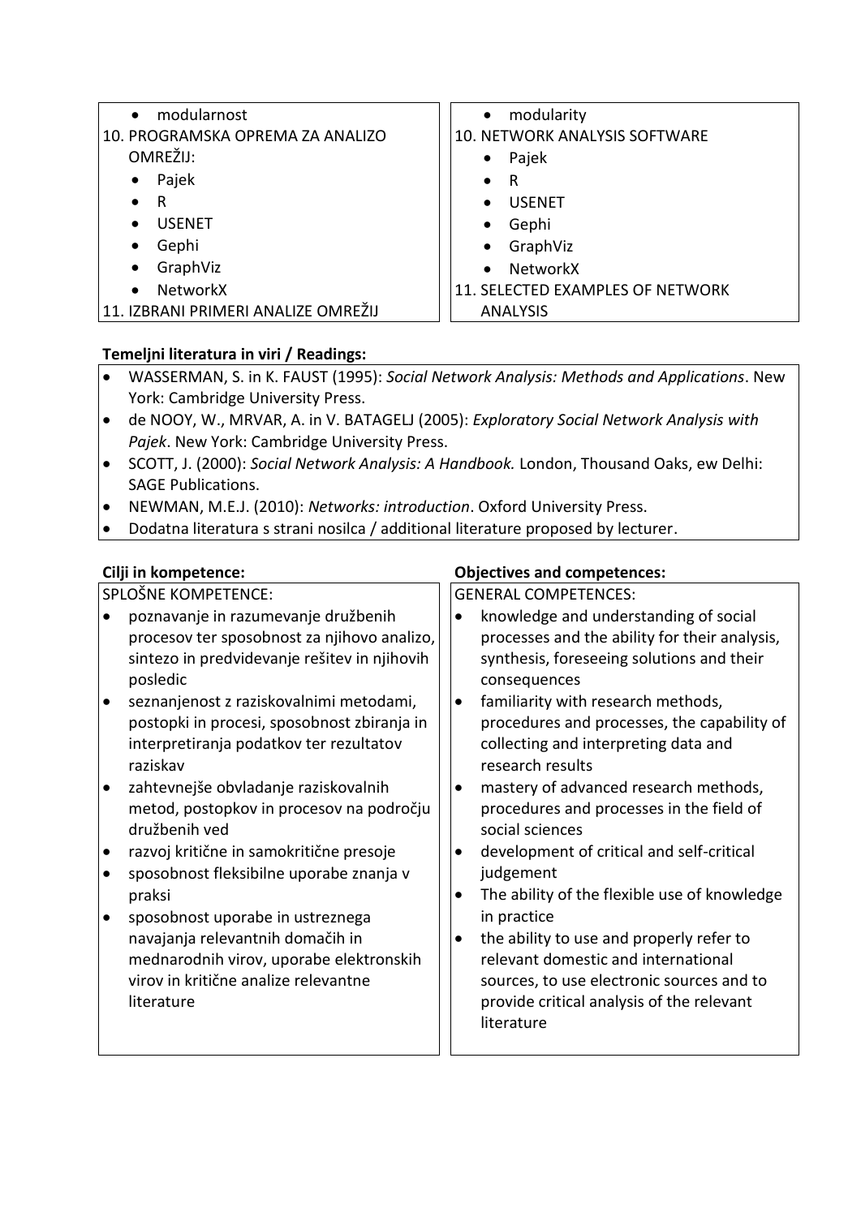| | |
|---|---|
| • modularnost<br>10. PROGRAMSKA OPREMA ZA ANALIZO OMREŽIJ:<br>• Pajek<br>• R<br>• USENET<br>• Gephi<br>• GraphViz<br>• NetworkX<br>11. IZBRANI PRIMERI ANALIZE OMREŽIJ | • modularity<br>10. NETWORK ANALYSIS SOFTWARE<br>• Pajek<br>• R<br>• USENET<br>• Gephi<br>• GraphViz<br>• NetworkX<br>11. SELECTED EXAMPLES OF NETWORK ANALYSIS |

**Temeljni literatura in viri / Readings:**

- WASSERMAN, S. in K. FAUST (1995): *Social Network Analysis: Methods and Applications*. New York: Cambridge University Press.
- de NOOY, W., MRVAR, A. in V. BATAGELJ (2005): *Exploratory Social Network Analysis with Pajek*. New York: Cambridge University Press.
- SCOTT, J. (2000): *Social Network Analysis: A Handbook.* London, Thousand Oaks, ew Delhi: SAGE Publications.
- NEWMAN, M.E.J. (2010): *Networks: introduction*. Oxford University Press.
- Dodatna literatura s strani nosilca / additional literature proposed by lecturer.

| **Cilji in kompetence:** | **Objectives and competences:** |
|---|---|
| SPLOŠNE KOMPETENCE:<br>• poznavanje in razumevanje družbenih procesov ter sposobnost za njihovo analizo, sintezo in predvidevanje rešitev in njihovih posledic<br>• seznanjenost z raziskovalnimi metodami, postopki in procesi, sposobnost zbiranja in interpretiranja podatkov ter rezultatov raziskav<br>• zahtevnejše obvladanje raziskovalnih metod, postopkov in procesov na področju družbenih ved<br>• razvoj kritične in samokritične presoje<br>• sposobnost fleksibilne uporabe znanja v praksi<br>• sposobnost uporabe in ustreznega navajanja relevantnih domačih in mednarodnih virov, uporabe elektronskih virov in kritične analize relevantne literature | GENERAL COMPETENCES:<br>• knowledge and understanding of social processes and the ability for their analysis, synthesis, foreseeing solutions and their consequences<br>• familiarity with research methods, procedures and processes, the capability of collecting and interpreting data and research results<br>• mastery of advanced research methods, procedures and processes in the field of social sciences<br>• development of critical and self-critical judgement<br>• The ability of the flexible use of knowledge in practice<br>• the ability to use and properly refer to relevant domestic and international sources, to use electronic sources and to provide critical analysis of the relevant literature |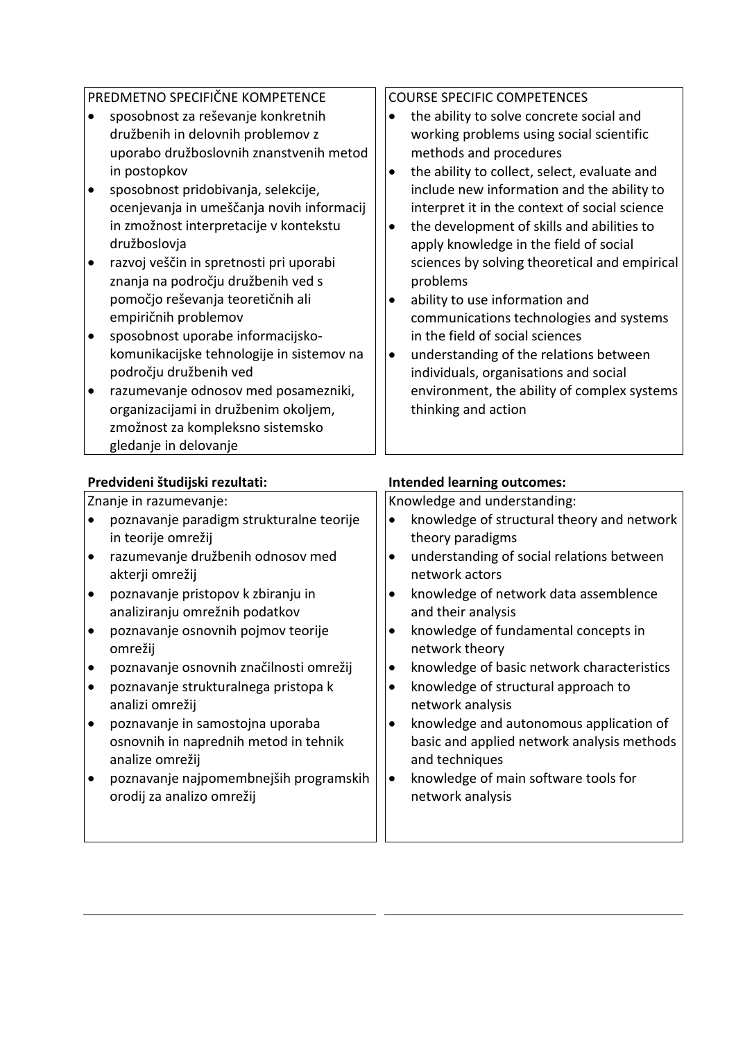| PREDMETNO SPECIFIČNE KOMPETENCE | COURSE SPECIFIC COMPETENCES |
|---|---|
| • sposobnost za reševanje konkretnih družbenih in delovnih problemov z uporabo družboslovnih znanstvenih metod in postopkov<br>• sposobnost pridobivanja, selekcije, ocenjevanja in umeščanja novih informacij in zmožnost interpretacije v kontekstu družboslovja<br>• razvoj veščin in spretnosti pri uporabi znanja na področju družbenih ved s pomočjo reševanja teoretičnih ali empiričnih problemov<br>• sposobnost uporabe informacijsko-komunikacijske tehnologije in sistemov na področju družbenih ved<br>• razumevanje odnosov med posamezniki, organizacijami in družbenim okoljem, zmožnost za kompleksno sistemsko gledanje in delovanje | • the ability to solve concrete social and working problems using social scientific methods and procedures<br>• the ability to collect, select, evaluate and include new information and the ability to interpret it in the context of social science<br>• the development of skills and abilities to apply knowledge in the field of social sciences by solving theoretical and empirical problems<br>• ability to use information and communications technologies and systems in the field of social sciences<br>• understanding of the relations between individuals, organisations and social environment, the ability of complex systems thinking and action |

| **Predvideni študijski rezultati:** | **Intended learning outcomes:** |
|---|---|
| Znanje in razumevanje:<br>• poznavanje paradigm strukturalne teorije in teorije omrežij<br>• razumevanje družbenih odnosov med akterji omrežij<br>• poznavanje pristopov k zbiranju in analiziranju omrežnih podatkov<br>• poznavanje osnovnih pojmov teorije omrežij<br>• poznavanje osnovnih značilnosti omrežij<br>• poznavanje strukturalnega pristopa k analizi omrežij<br>• poznavanje in samostojna uporaba osnovnih in naprednih metod in tehnik analize omrežij<br>• poznavanje najpomembnejših programskih orodij za analizo omrežij | Knowledge and understanding:<br>• knowledge of structural theory and network theory paradigms<br>• understanding of social relations between network actors<br>• knowledge of network data assemblence and their analysis<br>• knowledge of fundamental concepts in network theory<br>• knowledge of basic network characteristics<br>• knowledge of structural approach to network analysis<br>• knowledge and autonomous application of basic and applied network analysis methods and techniques<br>• knowledge of main software tools for network analysis |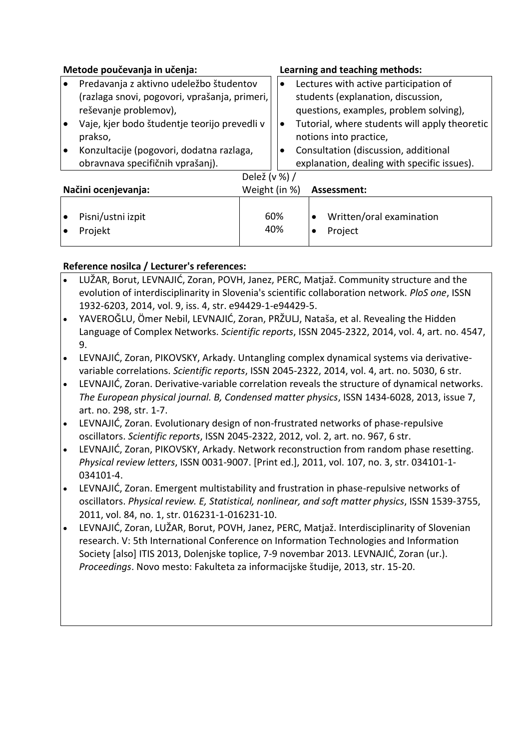| Metode poučevanja in učenja: | Learning and teaching methods: |
| --- | --- |
| • Predavanja z aktivno udeležbo študentov (razlaga snovi, pogovori, vprašanja, primeri, reševanje problemov),<br>• Vaje, kjer bodo študentje teorijo prevedli v prakso,<br>• Konzultacije (pogovori, dodatna razlaga, obravnava specifičnih vprašanj). | • Lectures with active participation of students (explanation, discussion, questions, examples, problem solving),<br>• Tutorial, where students will apply theoretic notions into practice,<br>• Consultation (discussion, additional explanation, dealing with specific issues). |

| Načini ocenjevanja: | Delež (v %) / Weight (in %) | Assessment: |
| --- | --- | --- |
| • Pisni/ustni izpit | 60% | • Written/oral examination |
| • Projekt | 40% | • Project |

**Reference nosilca / Lecturer's references:**

- LUŽAR, Borut, LEVNAJIĆ, Zoran, POVH, Janez, PERC, Matjaž. Community structure and the evolution of interdisciplinarity in Slovenia's scientific collaboration network. *PloS one*, ISSN 1932-6203, 2014, vol. 9, iss. 4, str. e94429-1-e94429-5.
- YAVEROĞLU, Ömer Nebil, LEVNAJIĆ, Zoran, PRŽULJ, Nataša, et al. Revealing the Hidden Language of Complex Networks. *Scientific reports*, ISSN 2045-2322, 2014, vol. 4, art. no. 4547, 9.
- LEVNAJIĆ, Zoran, PIKOVSKY, Arkady. Untangling complex dynamical systems via derivative-variable correlations. *Scientific reports*, ISSN 2045-2322, 2014, vol. 4, art. no. 5030, 6 str.
- LEVNAJIĆ, Zoran. Derivative-variable correlation reveals the structure of dynamical networks. *The European physical journal. B, Condensed matter physics*, ISSN 1434-6028, 2013, issue 7, art. no. 298, str. 1-7.
- LEVNAJIĆ, Zoran. Evolutionary design of non-frustrated networks of phase-repulsive oscillators. *Scientific reports*, ISSN 2045-2322, 2012, vol. 2, art. no. 967, 6 str.
- LEVNAJIĆ, Zoran, PIKOVSKY, Arkady. Network reconstruction from random phase resetting. *Physical review letters*, ISSN 0031-9007. [Print ed.], 2011, vol. 107, no. 3, str. 034101-1-034101-4.
- LEVNAJIĆ, Zoran. Emergent multistability and frustration in phase-repulsive networks of oscillators. *Physical review. E, Statistical, nonlinear, and soft matter physics*, ISSN 1539-3755, 2011, vol. 84, no. 1, str. 016231-1-016231-10.
- LEVNAJIĆ, Zoran, LUŽAR, Borut, POVH, Janez, PERC, Matjaž. Interdisciplinarity of Slovenian research. V: 5th International Conference on Information Technologies and Information Society [also] ITIS 2013, Dolenjske toplice, 7-9 novembar 2013. LEVNAJIĆ, Zoran (ur.). *Proceedings*. Novo mesto: Fakulteta za informacijske študije, 2013, str. 15-20.